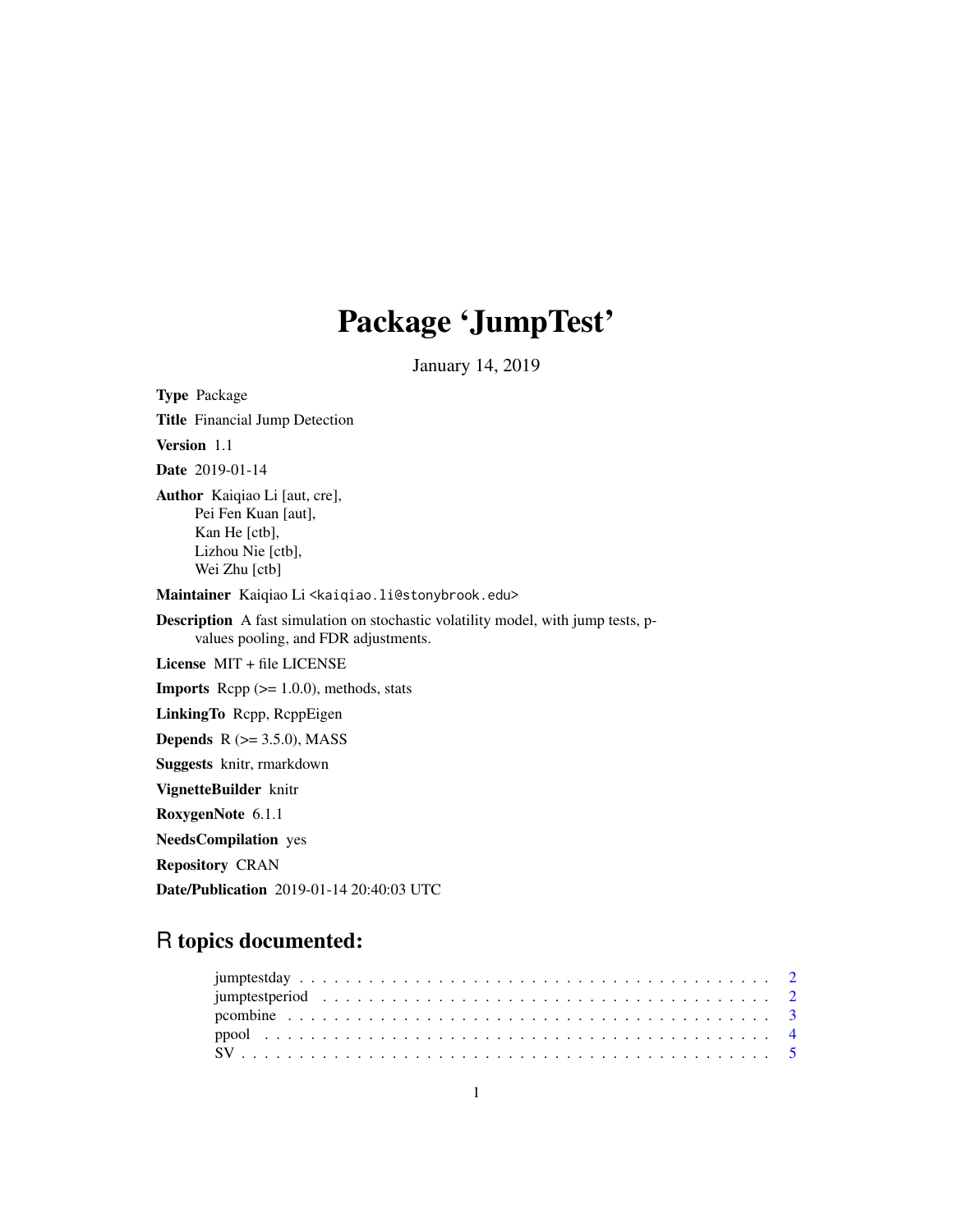# Package 'JumpTest'

January 14, 2019

**Type** Package

**Title** Financial Jump Detection

**Version** 1.1

**Date** 2019-01-14

**Author** Kaiqiao Li [aut, cre],
Pei Fen Kuan [aut],
Kan He [ctb],
Lizhou Nie [ctb],
Wei Zhu [ctb]

**Maintainer** Kaiqiao Li <kaiqiao.li@stonybrook.edu>

**Description** A fast simulation on stochastic volatility model, with jump tests, p-values pooling, and FDR adjustments.

**License** MIT + file LICENSE

**Imports** Rcpp (>= 1.0.0), methods, stats

**LinkingTo** Rcpp, RcppEigen

**Depends** R (>= 3.5.0), MASS

**Suggests** knitr, rmarkdown

**VignetteBuilder** knitr

**RoxygenNote** 6.1.1

**NeedsCompilation** yes

**Repository** CRAN

**Date/Publication** 2019-01-14 20:40:03 UTC

## R topics documented:

- jumptestday . . . . . . . . . . . . . . . . . . . . . . . . . . . . . . . . . . . . . . . . . . 2
- jumptestperiod . . . . . . . . . . . . . . . . . . . . . . . . . . . . . . . . . . . . . . . . . 2
- pcombine . . . . . . . . . . . . . . . . . . . . . . . . . . . . . . . . . . . . . . . . . . . 3
- ppool . . . . . . . . . . . . . . . . . . . . . . . . . . . . . . . . . . . . . . . . . . . . . 4
- SV . . . . . . . . . . . . . . . . . . . . . . . . . . . . . . . . . . . . . . . . . . . . . . 5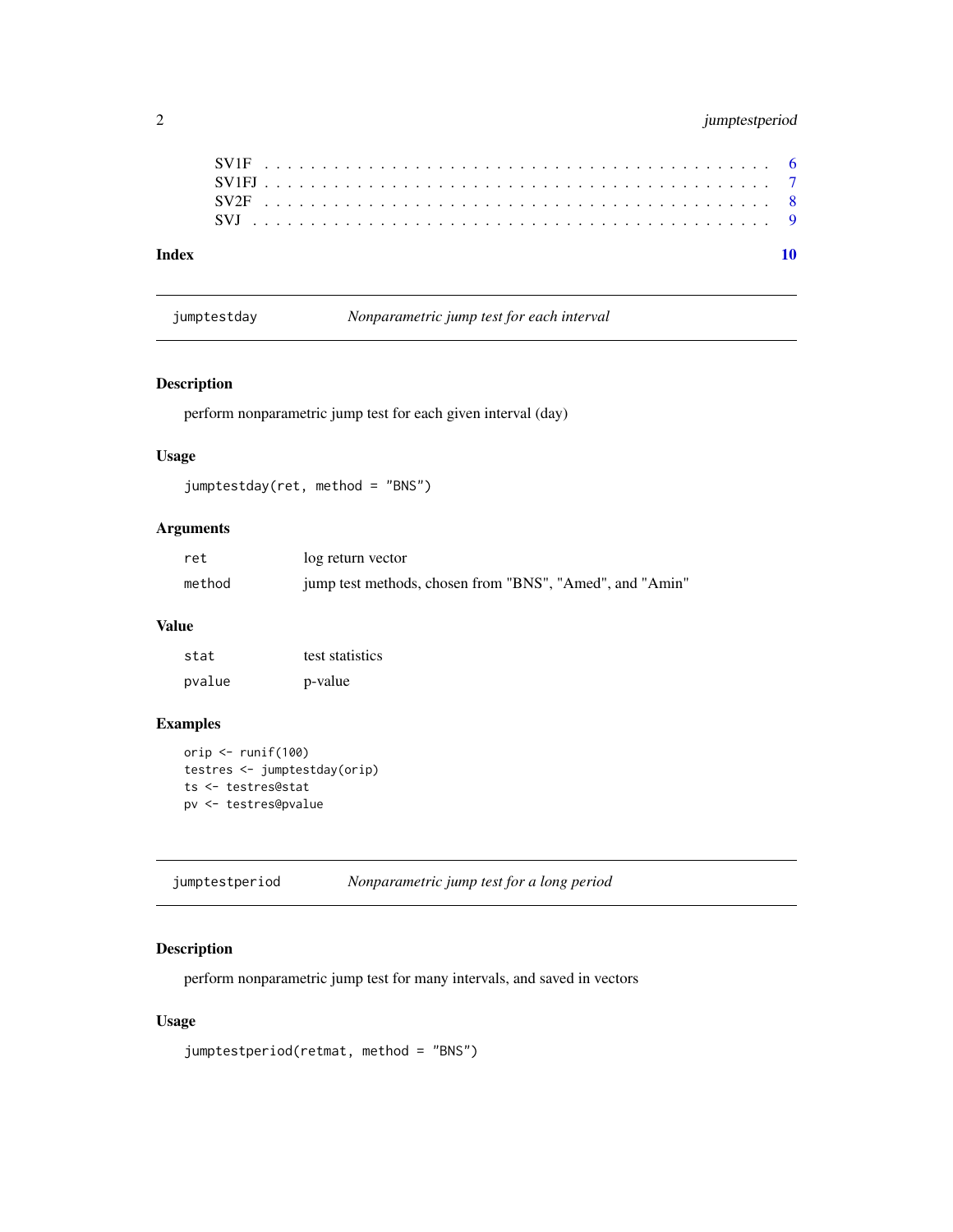SV1F . . . . . . . . . . . . . . . . . . . . . . . . . . . . . . . . . . . . . . . . 6
SV1FJ . . . . . . . . . . . . . . . . . . . . . . . . . . . . . . . . . . . . . . . . 7
SV2F . . . . . . . . . . . . . . . . . . . . . . . . . . . . . . . . . . . . . . . . 8
SVJ . . . . . . . . . . . . . . . . . . . . . . . . . . . . . . . . . . . . . . . . 9

**Index** **10**

---

## jumptestday — *Nonparametric jump test for each interval*

### Description

perform nonparametric jump test for each given interval (day)

### Usage

```
jumptestday(ret, method = "BNS")
```

### Arguments

| | |
|---|---|
| `ret` | log return vector |
| `method` | jump test methods, chosen from "BNS", "Amed", and "Amin" |

### Value

| | |
|---|---|
| `stat` | test statistics |
| `pvalue` | p-value |

### Examples

```
orip <- runif(100)
testres <- jumptestday(orip)
ts <- testres@stat
pv <- testres@pvalue
```

---

## jumptestperiod — *Nonparametric jump test for a long period*

### Description

perform nonparametric jump test for many intervals, and saved in vectors

### Usage

```
jumptestperiod(retmat, method = "BNS")
```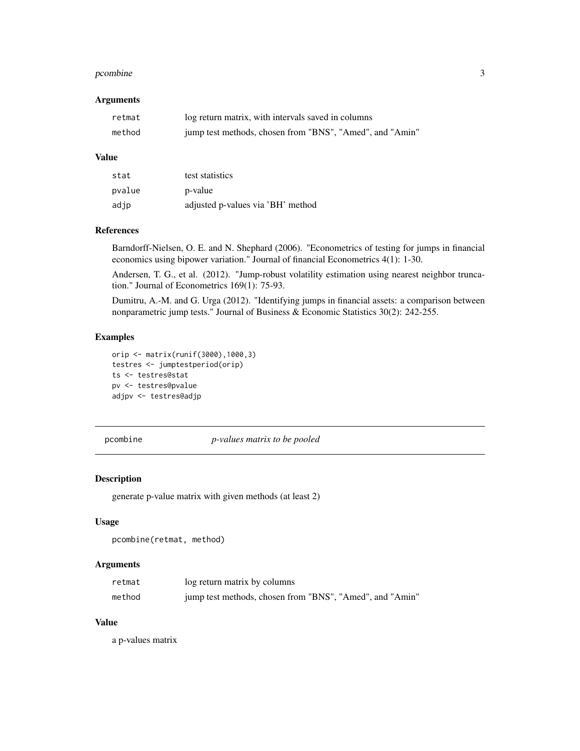### Arguments

| | |
|---|---|
| retmat | log return matrix, with intervals saved in columns |
| method | jump test methods, chosen from "BNS", "Amed", and "Amin" |

### Value

| | |
|---|---|
| stat | test statistics |
| pvalue | p-value |
| adjp | adjusted p-values via 'BH' method |

### References

Barndorff-Nielsen, O. E. and N. Shephard (2006). "Econometrics of testing for jumps in financial economics using bipower variation." Journal of financial Econometrics 4(1): 1-30.

Andersen, T. G., et al. (2012). "Jump-robust volatility estimation using nearest neighbor truncation." Journal of Econometrics 169(1): 75-93.

Dumitru, A.-M. and G. Urga (2012). "Identifying jumps in financial assets: a comparison between nonparametric jump tests." Journal of Business & Economic Statistics 30(2): 242-255.

### Examples

```
orip <- matrix(runif(3000),1000,3)
testres <- jumptestperiod(orip)
ts <- testres@stat
pv <- testres@pvalue
adjpv <- testres@adjp
```

## pcombine *p-values matrix to be pooled*

### Description

generate p-value matrix with given methods (at least 2)

### Usage

```
pcombine(retmat, method)
```

### Arguments

| | |
|---|---|
| retmat | log return matrix by columns |
| method | jump test methods, chosen from "BNS", "Amed", and "Amin" |

### Value

a p-values matrix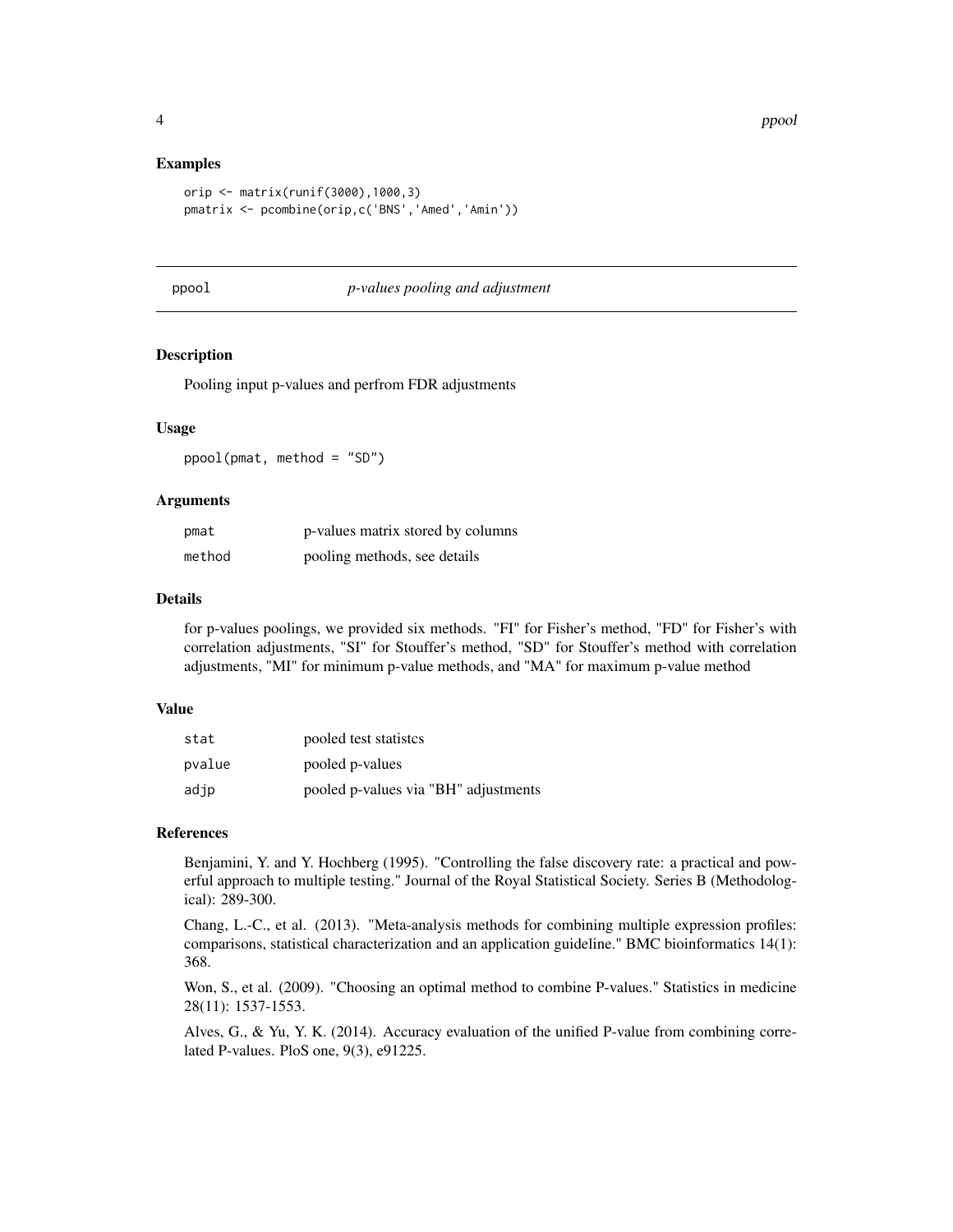### Examples

```
orip <- matrix(runif(3000),1000,3)
pmatrix <- pcombine(orip,c('BNS','Amed','Amin'))
```

---

## ppool *p-values pooling and adjustment*

---

### Description

Pooling input p-values and perfrom FDR adjustments

### Usage

```
ppool(pmat, method = "SD")
```

### Arguments

| | |
|---|---|
| pmat | p-values matrix stored by columns |
| method | pooling methods, see details |

### Details

for p-values poolings, we provided six methods. "FI" for Fisher's method, "FD" for Fisher's with correlation adjustments, "SI" for Stouffer's method, "SD" for Stouffer's method with correlation adjustments, "MI" for minimum p-value methods, and "MA" for maximum p-value method

### Value

| | |
|---|---|
| stat | pooled test statistcs |
| pvalue | pooled p-values |
| adjp | pooled p-values via "BH" adjustments |

### References

Benjamini, Y. and Y. Hochberg (1995). "Controlling the false discovery rate: a practical and powerful approach to multiple testing." Journal of the Royal Statistical Society. Series B (Methodological): 289-300.

Chang, L.-C., et al. (2013). "Meta-analysis methods for combining multiple expression profiles: comparisons, statistical characterization and an application guideline." BMC bioinformatics 14(1): 368.

Won, S., et al. (2009). "Choosing an optimal method to combine P-values." Statistics in medicine 28(11): 1537-1553.

Alves, G., & Yu, Y. K. (2014). Accuracy evaluation of the unified P-value from combining correlated P-values. PloS one, 9(3), e91225.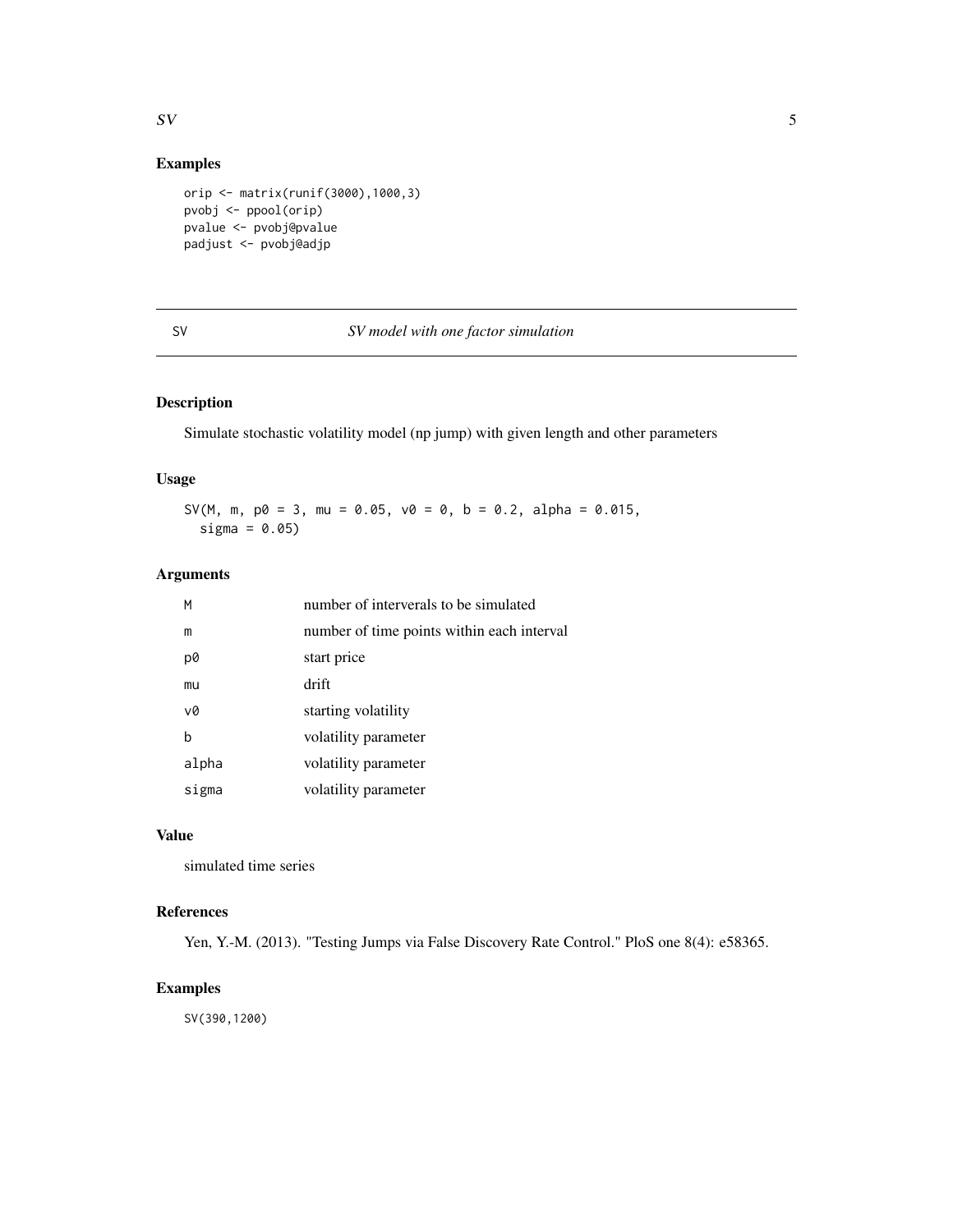## Examples

```
orip <- matrix(runif(3000),1000,3)
pvobj <- ppool(orip)
pvalue <- pvobj@pvalue
padjust <- pvobj@adjp
```

---

SV *SV model with one factor simulation*

---

### Description

Simulate stochastic volatility model (np jump) with given length and other parameters

### Usage

```
SV(M, m, p0 = 3, mu = 0.05, v0 = 0, b = 0.2, alpha = 0.015,
  sigma = 0.05)
```

### Arguments

| | |
|---|---|
| M | number of interverals to be simulated |
| m | number of time points within each interval |
| p0 | start price |
| mu | drift |
| v0 | starting volatility |
| b | volatility parameter |
| alpha | volatility parameter |
| sigma | volatility parameter |

### Value

simulated time series

### References

Yen, Y.-M. (2013). "Testing Jumps via False Discovery Rate Control." PloS one 8(4): e58365.

### Examples

```
SV(390,1200)
```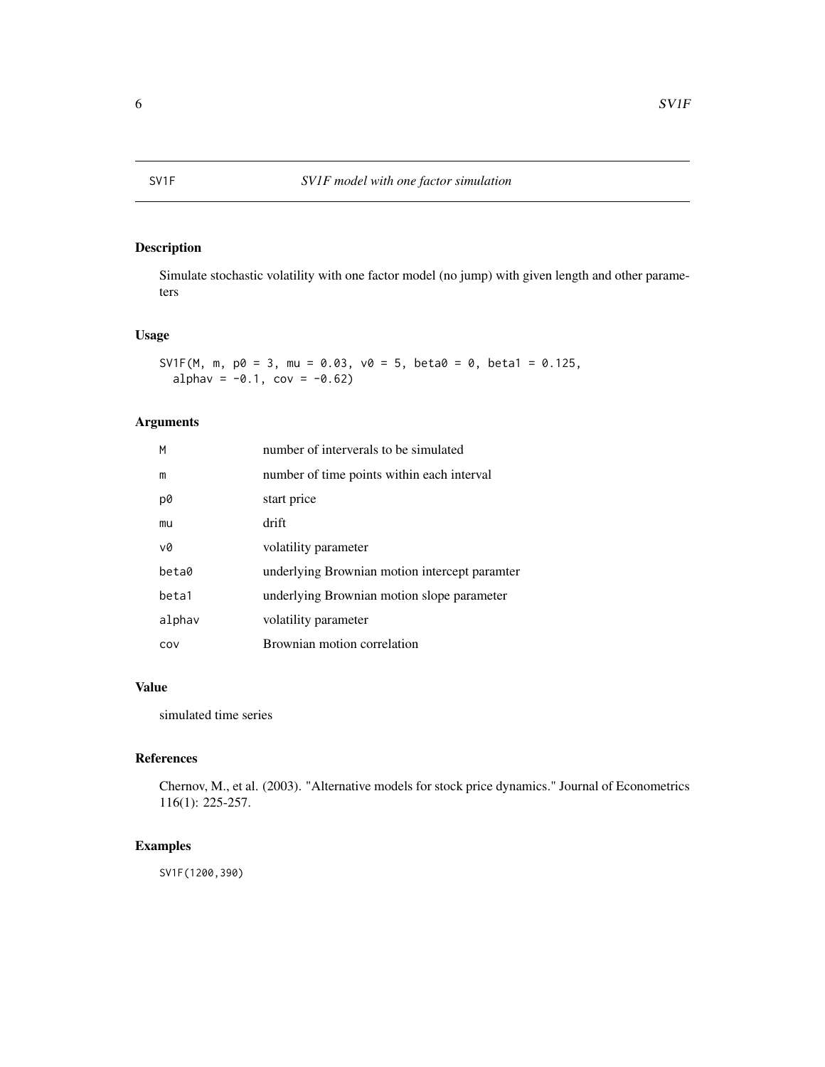# SV1F — *SV1F model with one factor simulation*

## Description

Simulate stochastic volatility with one factor model (no jump) with given length and other parameters

## Usage

```
SV1F(M, m, p0 = 3, mu = 0.03, v0 = 5, beta0 = 0, beta1 = 0.125,
  alphav = -0.1, cov = -0.62)
```

## Arguments

| | |
|---|---|
| M | number of interverals to be simulated |
| m | number of time points within each interval |
| p0 | start price |
| mu | drift |
| v0 | volatility parameter |
| beta0 | underlying Brownian motion intercept paramter |
| beta1 | underlying Brownian motion slope parameter |
| alphav | volatility parameter |
| cov | Brownian motion correlation |

## Value

simulated time series

## References

Chernov, M., et al. (2003). "Alternative models for stock price dynamics." Journal of Econometrics 116(1): 225-257.

## Examples

```
SV1F(1200,390)
```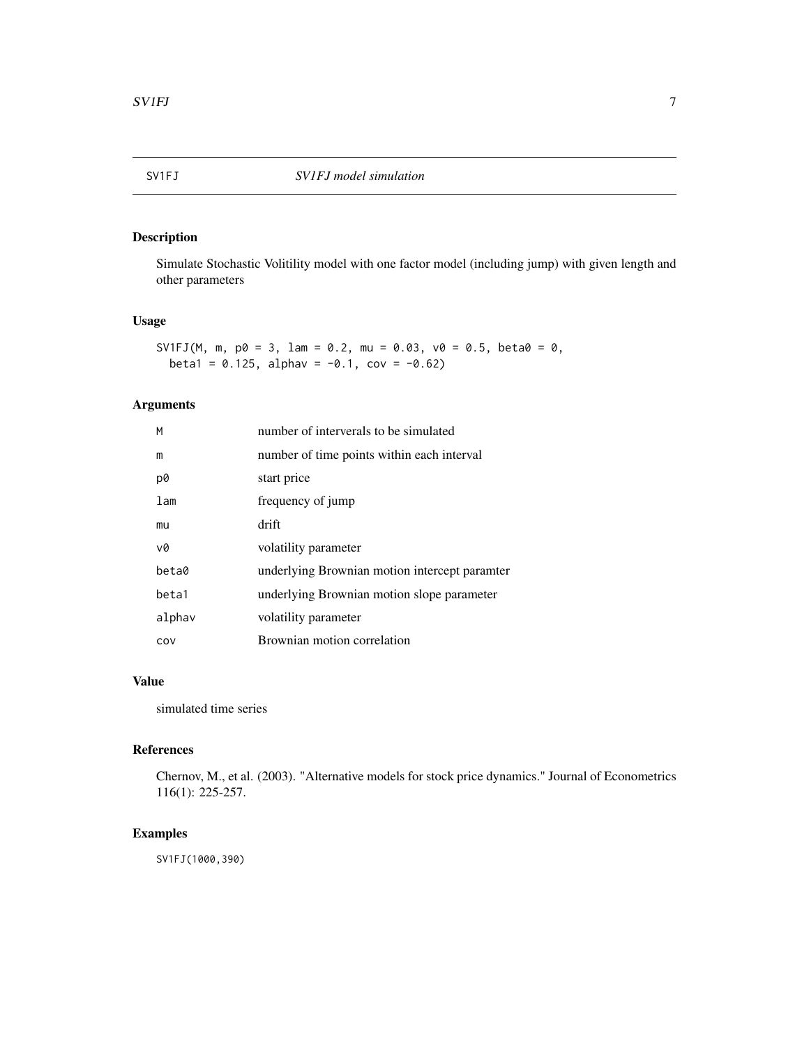# SV1FJ — *SV1FJ model simulation*

## Description

Simulate Stochastic Volitility model with one factor model (including jump) with given length and other parameters

## Usage

```
SV1FJ(M, m, p0 = 3, lam = 0.2, mu = 0.03, v0 = 0.5, beta0 = 0,
  beta1 = 0.125, alphav = -0.1, cov = -0.62)
```

## Arguments

| | |
|---|---|
| `M` | number of interverals to be simulated |
| `m` | number of time points within each interval |
| `p0` | start price |
| `lam` | frequency of jump |
| `mu` | drift |
| `v0` | volatility parameter |
| `beta0` | underlying Brownian motion intercept paramter |
| `beta1` | underlying Brownian motion slope parameter |
| `alphav` | volatility parameter |
| `cov` | Brownian motion correlation |

## Value

simulated time series

## References

Chernov, M., et al. (2003). "Alternative models for stock price dynamics." Journal of Econometrics 116(1): 225-257.

## Examples

```
SV1FJ(1000,390)
```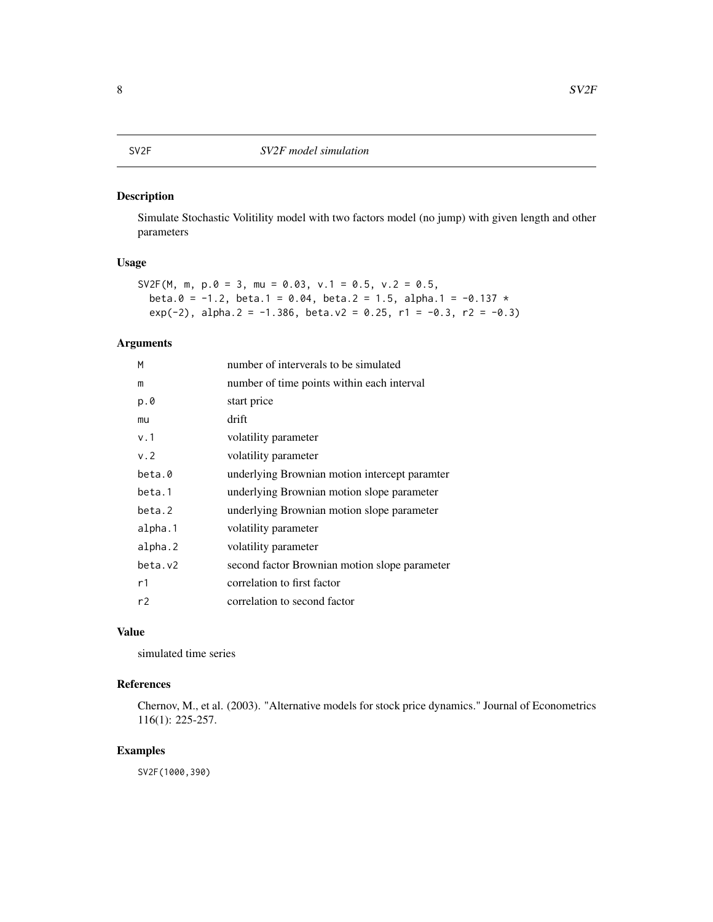# SV2F — *SV2F model simulation*

## Description

Simulate Stochastic Volitility model with two factors model (no jump) with given length and other parameters

## Usage

```
SV2F(M, m, p.0 = 3, mu = 0.03, v.1 = 0.5, v.2 = 0.5,
  beta.0 = -1.2, beta.1 = 0.04, beta.2 = 1.5, alpha.1 = -0.137 *
  exp(-2), alpha.2 = -1.386, beta.v2 = 0.25, r1 = -0.3, r2 = -0.3)
```

## Arguments

| | |
|---|---|
| M | number of interverals to be simulated |
| m | number of time points within each interval |
| p.0 | start price |
| mu | drift |
| v.1 | volatility parameter |
| v.2 | volatility parameter |
| beta.0 | underlying Brownian motion intercept paramter |
| beta.1 | underlying Brownian motion slope parameter |
| beta.2 | underlying Brownian motion slope parameter |
| alpha.1 | volatility parameter |
| alpha.2 | volatility parameter |
| beta.v2 | second factor Brownian motion slope parameter |
| r1 | correlation to first factor |
| r2 | correlation to second factor |

## Value

simulated time series

## References

Chernov, M., et al. (2003). "Alternative models for stock price dynamics." Journal of Econometrics 116(1): 225-257.

## Examples

```
SV2F(1000,390)
```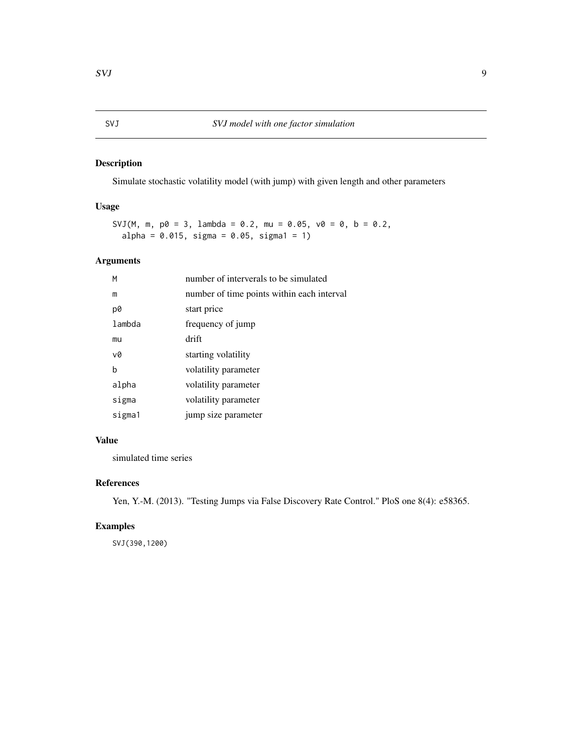# SVJ — *SVJ model with one factor simulation*

## Description

Simulate stochastic volatility model (with jump) with given length and other parameters

## Usage

```
SVJ(M, m, p0 = 3, lambda = 0.2, mu = 0.05, v0 = 0, b = 0.2,
  alpha = 0.015, sigma = 0.05, sigma1 = 1)
```

## Arguments

| | |
|---|---|
| `M` | number of interverals to be simulated |
| `m` | number of time points within each interval |
| `p0` | start price |
| `lambda` | frequency of jump |
| `mu` | drift |
| `v0` | starting volatility |
| `b` | volatility parameter |
| `alpha` | volatility parameter |
| `sigma` | volatility parameter |
| `sigma1` | jump size parameter |

## Value

simulated time series

## References

Yen, Y.-M. (2013). "Testing Jumps via False Discovery Rate Control." PloS one 8(4): e58365.

## Examples

```
SVJ(390,1200)
```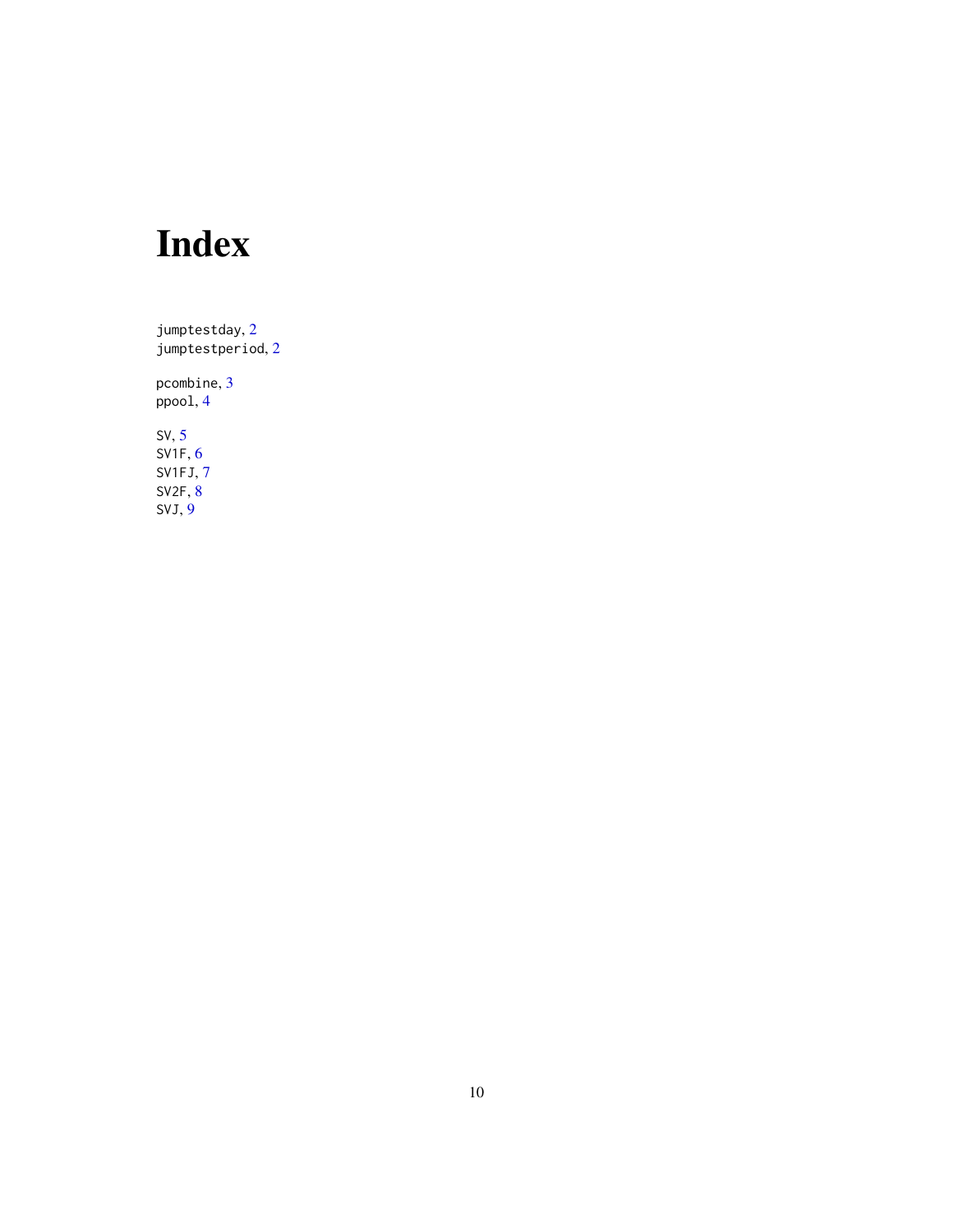# Index

jumptestday, 2
jumptestperiod, 2

pcombine, 3
ppool, 4

SV, 5
SV1F, 6
SV1FJ, 7
SV2F, 8
SVJ, 9